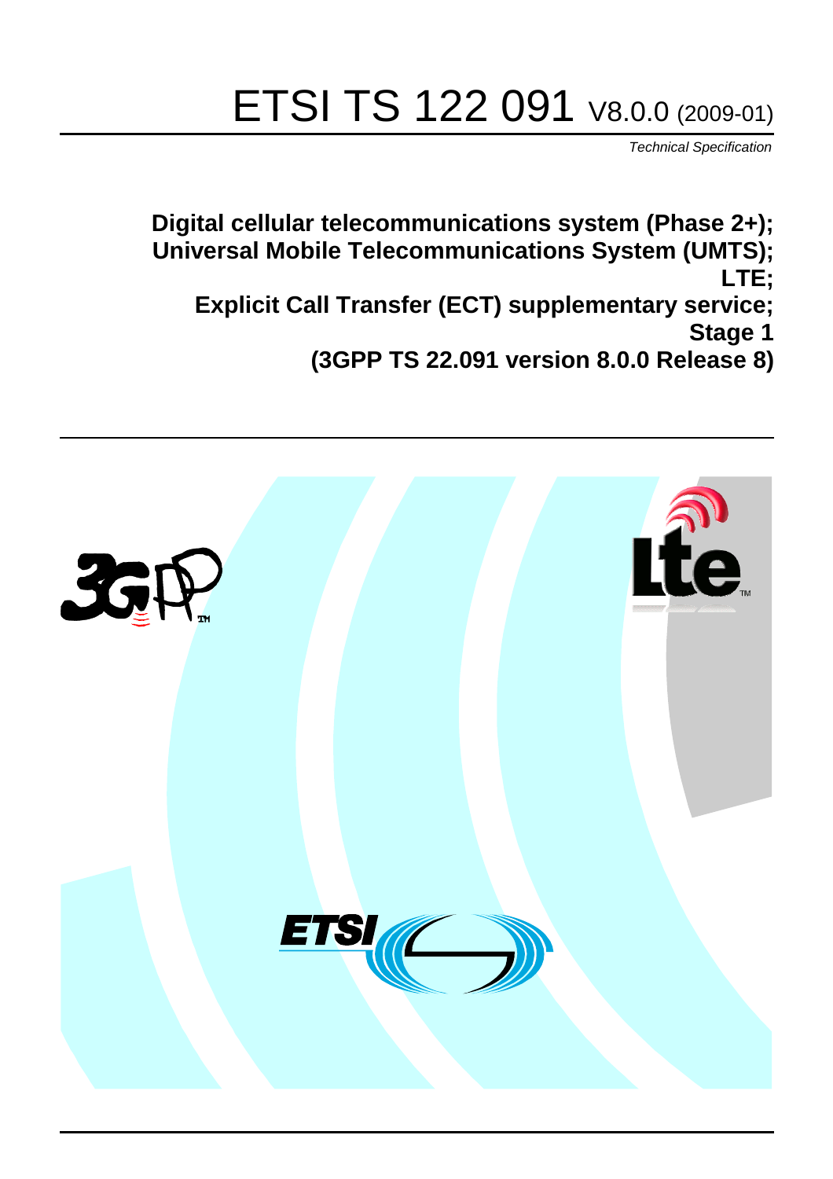# ETSI TS 122 091 V8.0.0 (2009-01)

*Technical Specification*

**Digital cellular telecommunications system (Phase 2+);**
**Universal Mobile Telecommunications System (UMTS);**
**LTE;**
**Explicit Call Transfer (ECT) supplementary service;**
**Stage 1**
**(3GPP TS 22.091 version 8.0.0 Release 8)**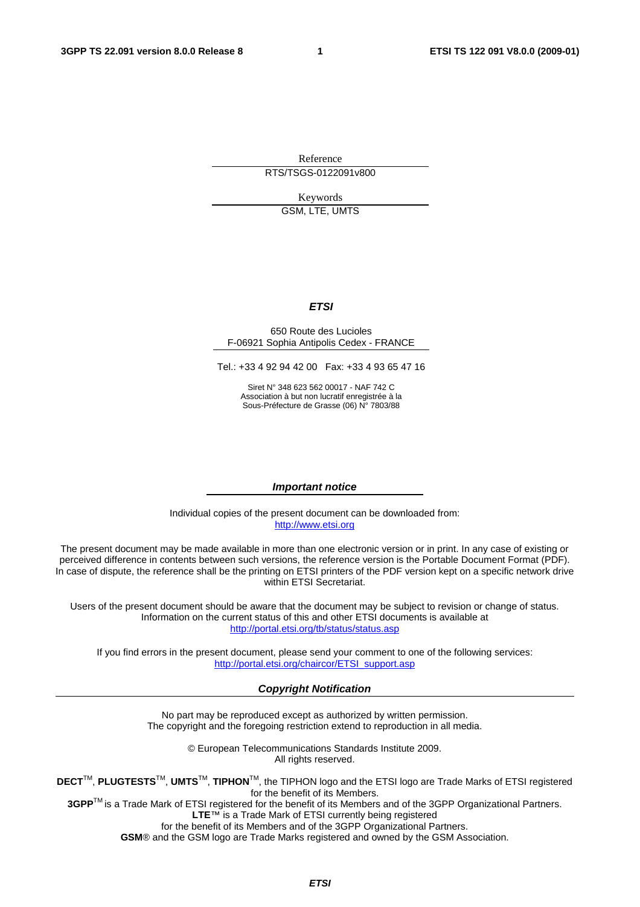Reference

RTS/TSGS-0122091v800

Keywords

GSM, LTE, UMTS

***ETSI***

650 Route des Lucioles
F-06921 Sophia Antipolis Cedex - FRANCE

Tel.: +33 4 92 94 42 00 Fax: +33 4 93 65 47 16

Siret N° 348 623 562 00017 - NAF 742 C
Association à but non lucratif enregistrée à la
Sous-Préfecture de Grasse (06) N° 7803/88

***Important notice***

Individual copies of the present document can be downloaded from:
http://www.etsi.org

The present document may be made available in more than one electronic version or in print. In any case of existing or perceived difference in contents between such versions, the reference version is the Portable Document Format (PDF). In case of dispute, the reference shall be the printing on ETSI printers of the PDF version kept on a specific network drive within ETSI Secretariat.

Users of the present document should be aware that the document may be subject to revision or change of status. Information on the current status of this and other ETSI documents is available at
http://portal.etsi.org/tb/status/status.asp

If you find errors in the present document, please send your comment to one of the following services:
http://portal.etsi.org/chaircor/ETSI_support.asp

***Copyright Notification***

No part may be reproduced except as authorized by written permission.
The copyright and the foregoing restriction extend to reproduction in all media.

© European Telecommunications Standards Institute 2009.
All rights reserved.

**DECT**™, **PLUGTESTS**™, **UMTS**™, **TIPHON**™, the TIPHON logo and the ETSI logo are Trade Marks of ETSI registered for the benefit of its Members.
**3GPP**™ is a Trade Mark of ETSI registered for the benefit of its Members and of the 3GPP Organizational Partners.
**LTE**™ is a Trade Mark of ETSI currently being registered
for the benefit of its Members and of the 3GPP Organizational Partners.
**GSM**® and the GSM logo are Trade Marks registered and owned by the GSM Association.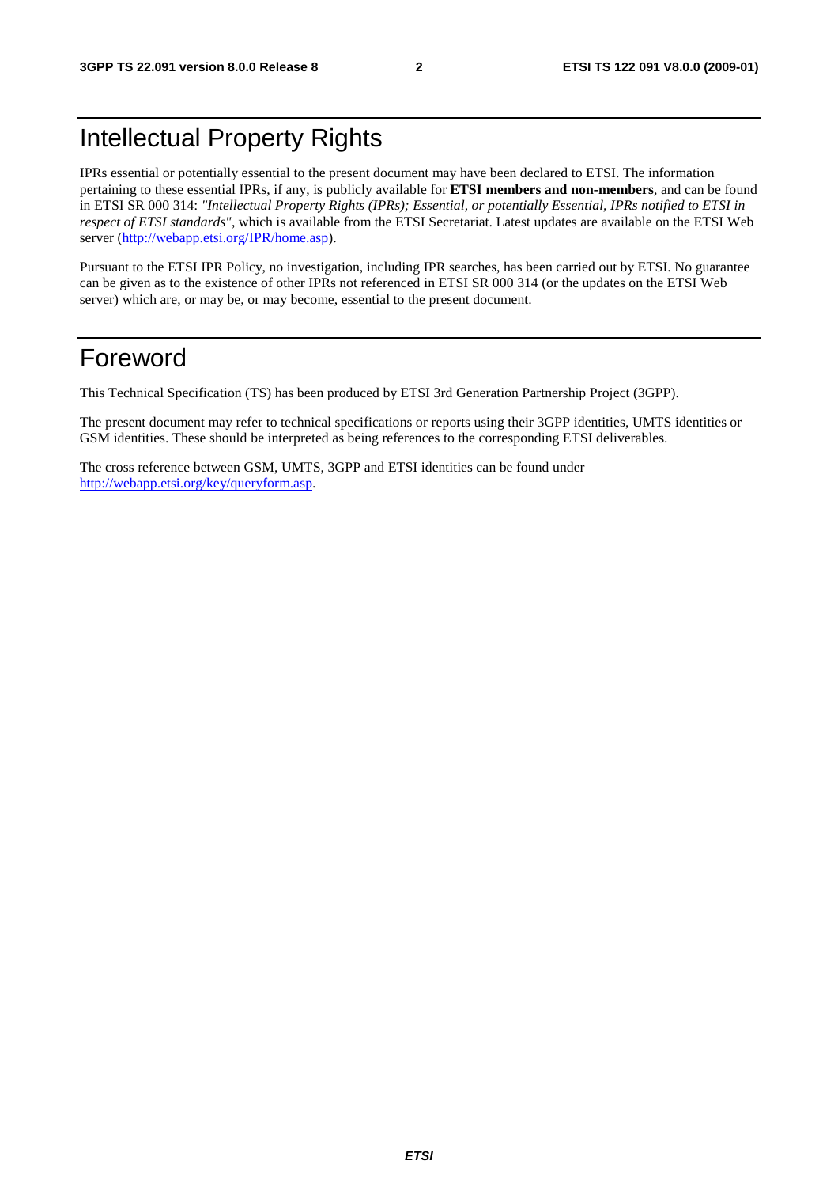# Intellectual Property Rights

IPRs essential or potentially essential to the present document may have been declared to ETSI. The information pertaining to these essential IPRs, if any, is publicly available for **ETSI members and non-members**, and can be found in ETSI SR 000 314: *"Intellectual Property Rights (IPRs); Essential, or potentially Essential, IPRs notified to ETSI in respect of ETSI standards"*, which is available from the ETSI Secretariat. Latest updates are available on the ETSI Web server (http://webapp.etsi.org/IPR/home.asp).

Pursuant to the ETSI IPR Policy, no investigation, including IPR searches, has been carried out by ETSI. No guarantee can be given as to the existence of other IPRs not referenced in ETSI SR 000 314 (or the updates on the ETSI Web server) which are, or may be, or may become, essential to the present document.

# Foreword

This Technical Specification (TS) has been produced by ETSI 3rd Generation Partnership Project (3GPP).

The present document may refer to technical specifications or reports using their 3GPP identities, UMTS identities or GSM identities. These should be interpreted as being references to the corresponding ETSI deliverables.

The cross reference between GSM, UMTS, 3GPP and ETSI identities can be found under http://webapp.etsi.org/key/queryform.asp.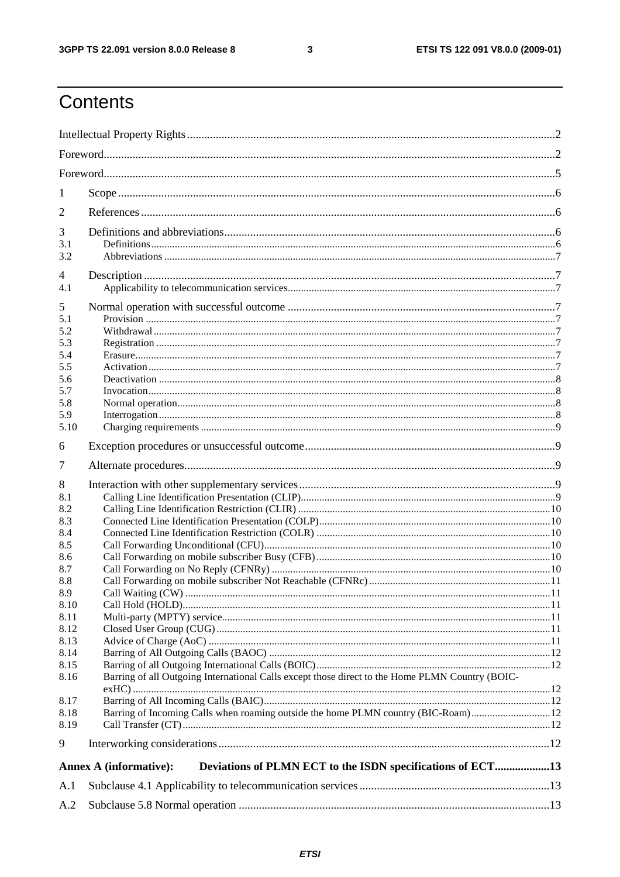# Contents

Intellectual Property Rights .....2

Foreword .....2

Foreword .....5

1 Scope .....6

2 References .....6

3 Definitions and abbreviations .....6

3.1 Definitions .....6

3.2 Abbreviations .....7

4 Description .....7

4.1 Applicability to telecommunication services .....7

5 Normal operation with successful outcome .....7

5.1 Provision .....7

5.2 Withdrawal .....7

5.3 Registration .....7

5.4 Erasure .....7

5.5 Activation .....7

5.6 Deactivation .....8

5.7 Invocation .....8

5.8 Normal operation .....8

5.9 Interrogation .....8

5.10 Charging requirements .....9

6 Exception procedures or unsuccessful outcome .....9

7 Alternate procedures .....9

8 Interaction with other supplementary services .....9

8.1 Calling Line Identification Presentation (CLIP) .....9

8.2 Calling Line Identification Restriction (CLIR) .....10

8.3 Connected Line Identification Presentation (COLP) .....10

8.4 Connected Line Identification Restriction (COLR) .....10

8.5 Call Forwarding Unconditional (CFU) .....10

8.6 Call Forwarding on mobile subscriber Busy (CFB) .....10

8.7 Call Forwarding on No Reply (CFNRy) .....10

8.8 Call Forwarding on mobile subscriber Not Reachable (CFNRc) .....11

8.9 Call Waiting (CW) .....11

8.10 Call Hold (HOLD) .....11

8.11 Multi-party (MPTY) service .....11

8.12 Closed User Group (CUG) .....11

8.13 Advice of Charge (AoC) .....11

8.14 Barring of All Outgoing Calls (BAOC) .....12

8.15 Barring of all Outgoing International Calls (BOIC) .....12

8.16 Barring of all Outgoing International Calls except those direct to the Home PLMN Country (BOIC-exHC) .....12

8.17 Barring of All Incoming Calls (BAIC) .....12

8.18 Barring of Incoming Calls when roaming outside the home PLMN country (BIC-Roam) .....12

8.19 Call Transfer (CT) .....12

9 Interworking considerations .....12

**Annex A (informative): Deviations of PLMN ECT to the ISDN specifications of ECT .....13**

A.1 Subclause 4.1 Applicability to telecommunication services .....13

A.2 Subclause 5.8 Normal operation .....13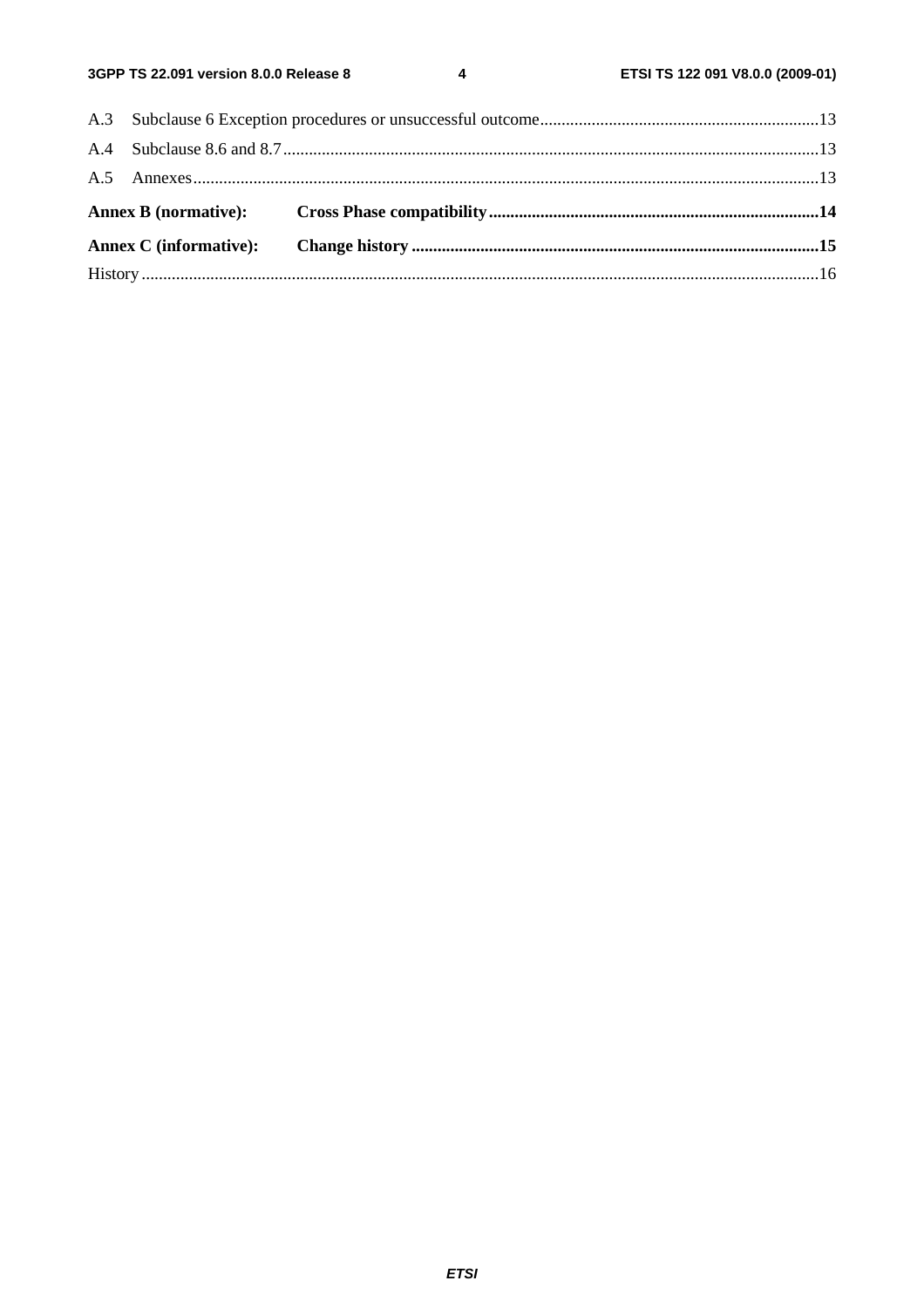A.3 Subclause 6 Exception procedures or unsuccessful outcome................................................................13

A.4 Subclause 8.6 and 8.7...........................................................................................................................13

A.5 Annexes................................................................................................................................................13

**Annex B (normative): Cross Phase compatibility............................................................................14**

**Annex C (informative): Change history .............................................................................................15**

History............................................................................................................................................................16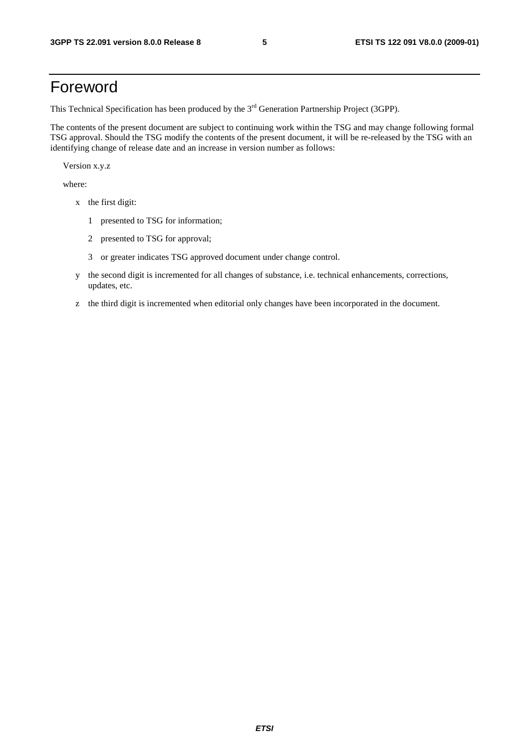# Foreword

This Technical Specification has been produced by the 3rd Generation Partnership Project (3GPP).

The contents of the present document are subject to continuing work within the TSG and may change following formal TSG approval. Should the TSG modify the contents of the present document, it will be re-released by the TSG with an identifying change of release date and an increase in version number as follows:

Version x.y.z

where:

- x the first digit:
  - 1 presented to TSG for information;
  - 2 presented to TSG for approval;
  - 3 or greater indicates TSG approved document under change control.
- y the second digit is incremented for all changes of substance, i.e. technical enhancements, corrections, updates, etc.
- z the third digit is incremented when editorial only changes have been incorporated in the document.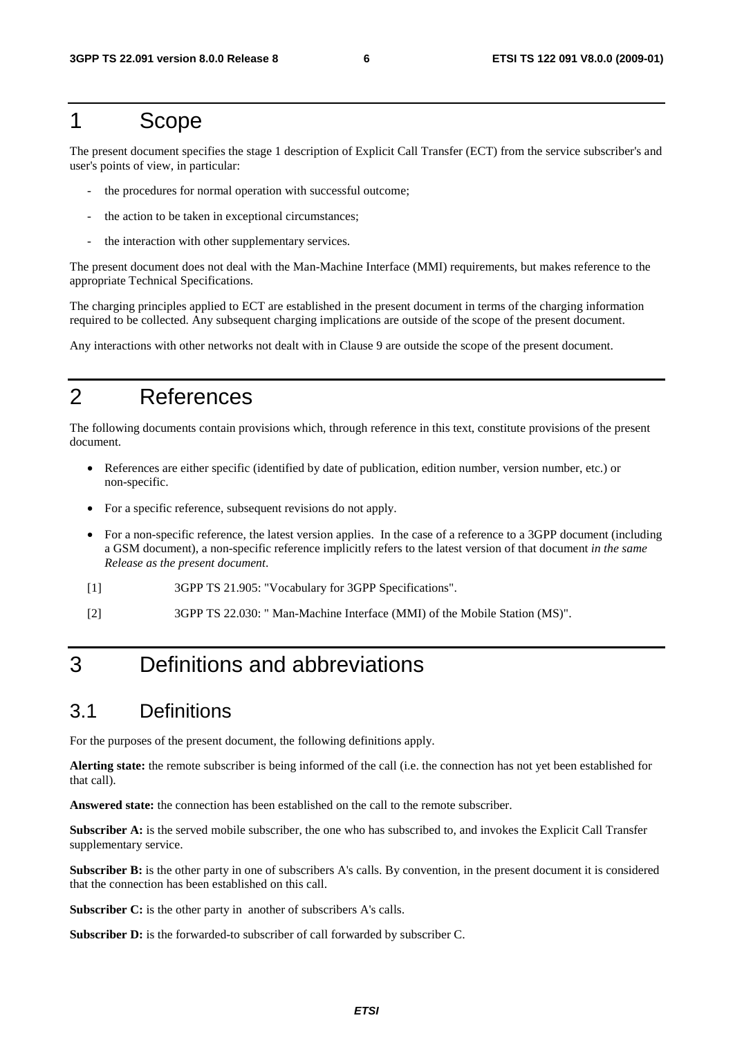# 1 Scope

The present document specifies the stage 1 description of Explicit Call Transfer (ECT) from the service subscriber's and user's points of view, in particular:

- the procedures for normal operation with successful outcome;
- the action to be taken in exceptional circumstances;
- the interaction with other supplementary services.

The present document does not deal with the Man-Machine Interface (MMI) requirements, but makes reference to the appropriate Technical Specifications.

The charging principles applied to ECT are established in the present document in terms of the charging information required to be collected. Any subsequent charging implications are outside of the scope of the present document.

Any interactions with other networks not dealt with in Clause 9 are outside the scope of the present document.

# 2 References

The following documents contain provisions which, through reference in this text, constitute provisions of the present document.

- References are either specific (identified by date of publication, edition number, version number, etc.) or non-specific.
- For a specific reference, subsequent revisions do not apply.
- For a non-specific reference, the latest version applies. In the case of a reference to a 3GPP document (including a GSM document), a non-specific reference implicitly refers to the latest version of that document *in the same Release as the present document*.

[1] 3GPP TS 21.905: "Vocabulary for 3GPP Specifications".

[2] 3GPP TS 22.030: " Man-Machine Interface (MMI) of the Mobile Station (MS)".

# 3 Definitions and abbreviations

## 3.1 Definitions

For the purposes of the present document, the following definitions apply.

**Alerting state:** the remote subscriber is being informed of the call (i.e. the connection has not yet been established for that call).

**Answered state:** the connection has been established on the call to the remote subscriber.

**Subscriber A:** is the served mobile subscriber, the one who has subscribed to, and invokes the Explicit Call Transfer supplementary service.

**Subscriber B:** is the other party in one of subscribers A's calls. By convention, in the present document it is considered that the connection has been established on this call.

**Subscriber C:** is the other party in another of subscribers A's calls.

**Subscriber D:** is the forwarded-to subscriber of call forwarded by subscriber C.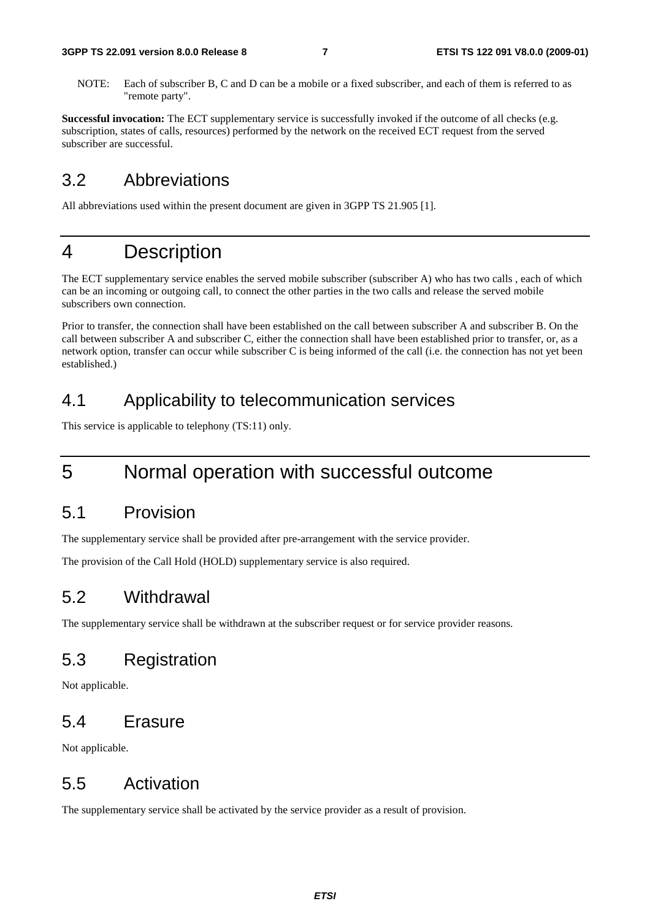NOTE: Each of subscriber B, C and D can be a mobile or a fixed subscriber, and each of them is referred to as "remote party".

**Successful invocation:** The ECT supplementary service is successfully invoked if the outcome of all checks (e.g. subscription, states of calls, resources) performed by the network on the received ECT request from the served subscriber are successful.

## 3.2 Abbreviations

All abbreviations used within the present document are given in 3GPP TS 21.905 [1].

# 4 Description

The ECT supplementary service enables the served mobile subscriber (subscriber A) who has two calls , each of which can be an incoming or outgoing call, to connect the other parties in the two calls and release the served mobile subscribers own connection.

Prior to transfer, the connection shall have been established on the call between subscriber A and subscriber B. On the call between subscriber A and subscriber C, either the connection shall have been established prior to transfer, or, as a network option, transfer can occur while subscriber C is being informed of the call (i.e. the connection has not yet been established.)

## 4.1 Applicability to telecommunication services

This service is applicable to telephony (TS:11) only.

# 5 Normal operation with successful outcome

## 5.1 Provision

The supplementary service shall be provided after pre-arrangement with the service provider.

The provision of the Call Hold (HOLD) supplementary service is also required.

## 5.2 Withdrawal

The supplementary service shall be withdrawn at the subscriber request or for service provider reasons.

## 5.3 Registration

Not applicable.

## 5.4 Erasure

Not applicable.

## 5.5 Activation

The supplementary service shall be activated by the service provider as a result of provision.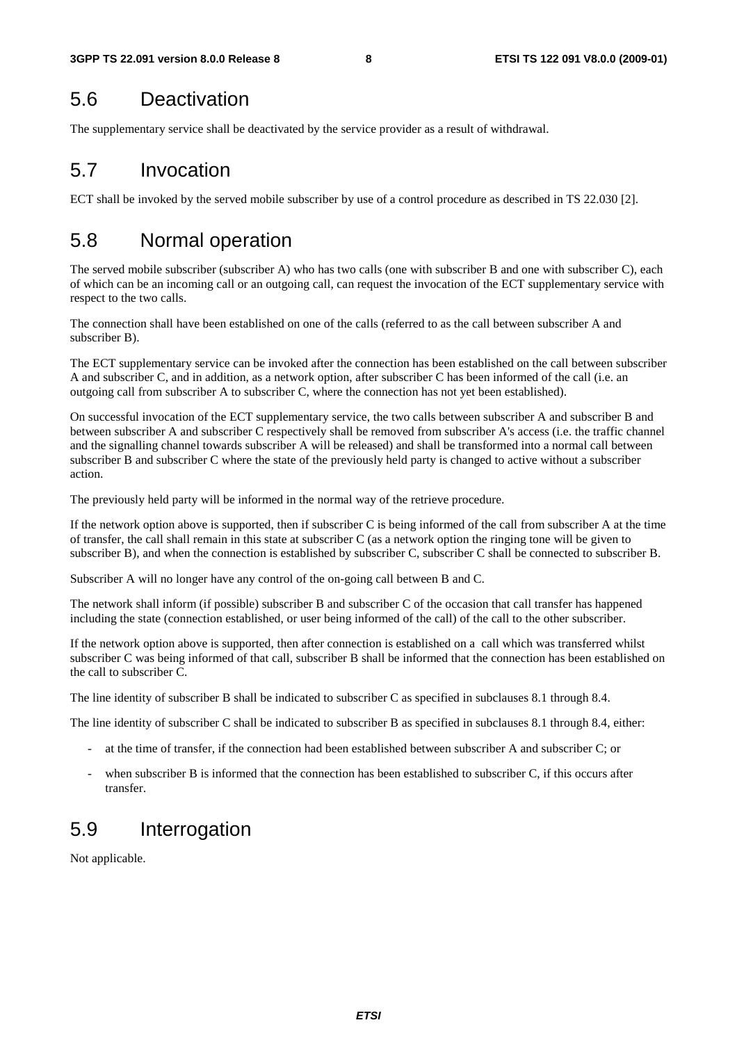## 5.6 Deactivation

The supplementary service shall be deactivated by the service provider as a result of withdrawal.

## 5.7 Invocation

ECT shall be invoked by the served mobile subscriber by use of a control procedure as described in TS 22.030 [2].

## 5.8 Normal operation

The served mobile subscriber (subscriber A) who has two calls (one with subscriber B and one with subscriber C), each of which can be an incoming call or an outgoing call, can request the invocation of the ECT supplementary service with respect to the two calls.

The connection shall have been established on one of the calls (referred to as the call between subscriber A and subscriber B).

The ECT supplementary service can be invoked after the connection has been established on the call between subscriber A and subscriber C, and in addition, as a network option, after subscriber C has been informed of the call (i.e. an outgoing call from subscriber A to subscriber C, where the connection has not yet been established).

On successful invocation of the ECT supplementary service, the two calls between subscriber A and subscriber B and between subscriber A and subscriber C respectively shall be removed from subscriber A's access (i.e. the traffic channel and the signalling channel towards subscriber A will be released) and shall be transformed into a normal call between subscriber B and subscriber C where the state of the previously held party is changed to active without a subscriber action.

The previously held party will be informed in the normal way of the retrieve procedure.

If the network option above is supported, then if subscriber C is being informed of the call from subscriber A at the time of transfer, the call shall remain in this state at subscriber C (as a network option the ringing tone will be given to subscriber B), and when the connection is established by subscriber C, subscriber C shall be connected to subscriber B.

Subscriber A will no longer have any control of the on-going call between B and C.

The network shall inform (if possible) subscriber B and subscriber C of the occasion that call transfer has happened including the state (connection established, or user being informed of the call) of the call to the other subscriber.

If the network option above is supported, then after connection is established on a call which was transferred whilst subscriber C was being informed of that call, subscriber B shall be informed that the connection has been established on the call to subscriber C.

The line identity of subscriber B shall be indicated to subscriber C as specified in subclauses 8.1 through 8.4.

The line identity of subscriber C shall be indicated to subscriber B as specified in subclauses 8.1 through 8.4, either:

- at the time of transfer, if the connection had been established between subscriber A and subscriber C; or
- when subscriber B is informed that the connection has been established to subscriber C, if this occurs after transfer.

## 5.9 Interrogation

Not applicable.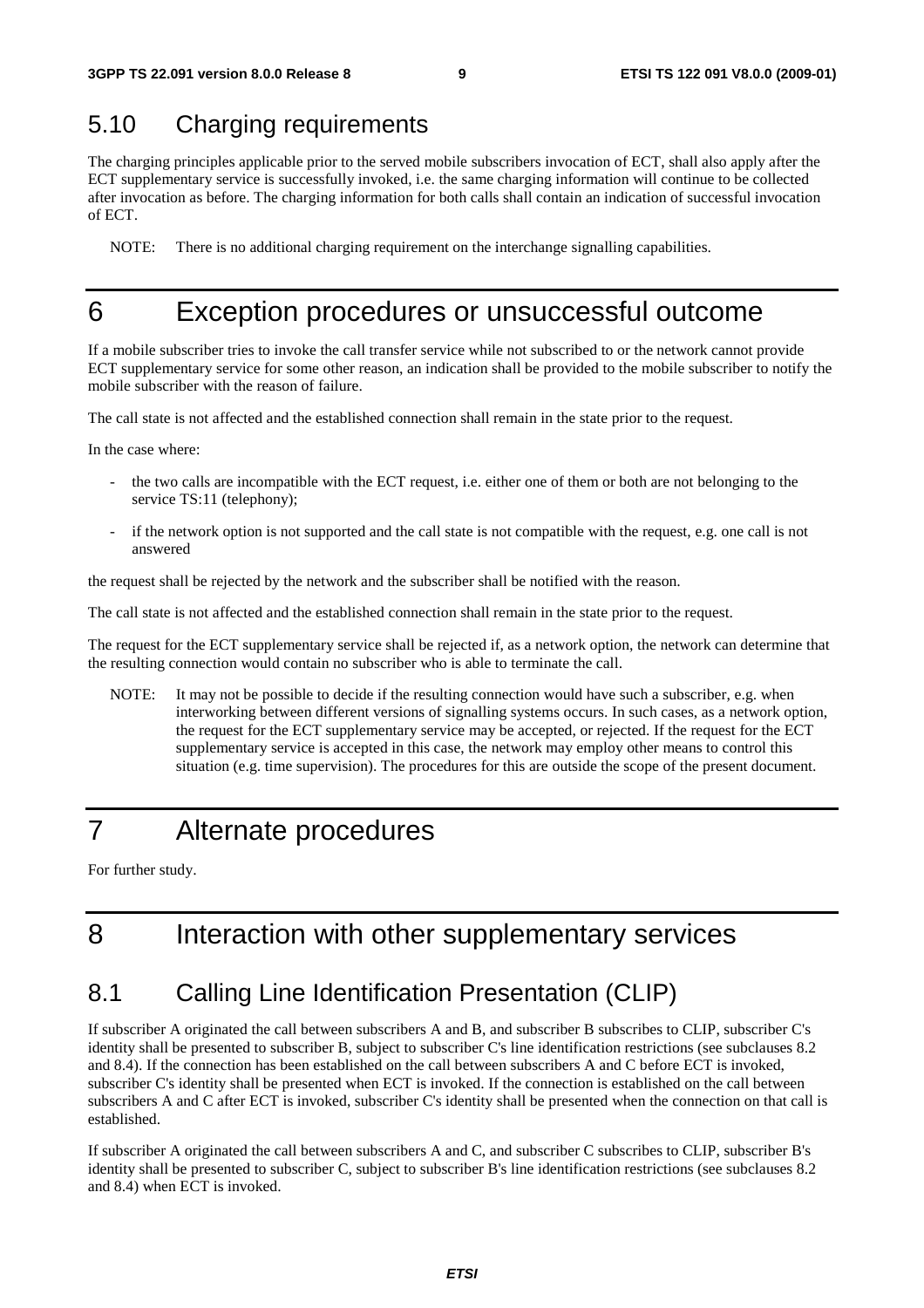## 5.10 Charging requirements

The charging principles applicable prior to the served mobile subscribers invocation of ECT, shall also apply after the ECT supplementary service is successfully invoked, i.e. the same charging information will continue to be collected after invocation as before. The charging information for both calls shall contain an indication of successful invocation of ECT.

NOTE: There is no additional charging requirement on the interchange signalling capabilities.

# 6 Exception procedures or unsuccessful outcome

If a mobile subscriber tries to invoke the call transfer service while not subscribed to or the network cannot provide ECT supplementary service for some other reason, an indication shall be provided to the mobile subscriber to notify the mobile subscriber with the reason of failure.

The call state is not affected and the established connection shall remain in the state prior to the request.

In the case where:

- the two calls are incompatible with the ECT request, i.e. either one of them or both are not belonging to the service TS:11 (telephony);
- if the network option is not supported and the call state is not compatible with the request, e.g. one call is not answered

the request shall be rejected by the network and the subscriber shall be notified with the reason.

The call state is not affected and the established connection shall remain in the state prior to the request.

The request for the ECT supplementary service shall be rejected if, as a network option, the network can determine that the resulting connection would contain no subscriber who is able to terminate the call.

NOTE: It may not be possible to decide if the resulting connection would have such a subscriber, e.g. when interworking between different versions of signalling systems occurs. In such cases, as a network option, the request for the ECT supplementary service may be accepted, or rejected. If the request for the ECT supplementary service is accepted in this case, the network may employ other means to control this situation (e.g. time supervision). The procedures for this are outside the scope of the present document.

# 7 Alternate procedures

For further study.

# 8 Interaction with other supplementary services

## 8.1 Calling Line Identification Presentation (CLIP)

If subscriber A originated the call between subscribers A and B, and subscriber B subscribes to CLIP, subscriber C's identity shall be presented to subscriber B, subject to subscriber C's line identification restrictions (see subclauses 8.2 and 8.4). If the connection has been established on the call between subscribers A and C before ECT is invoked, subscriber C's identity shall be presented when ECT is invoked. If the connection is established on the call between subscribers A and C after ECT is invoked, subscriber C's identity shall be presented when the connection on that call is established.

If subscriber A originated the call between subscribers A and C, and subscriber C subscribes to CLIP, subscriber B's identity shall be presented to subscriber C, subject to subscriber B's line identification restrictions (see subclauses 8.2 and 8.4) when ECT is invoked.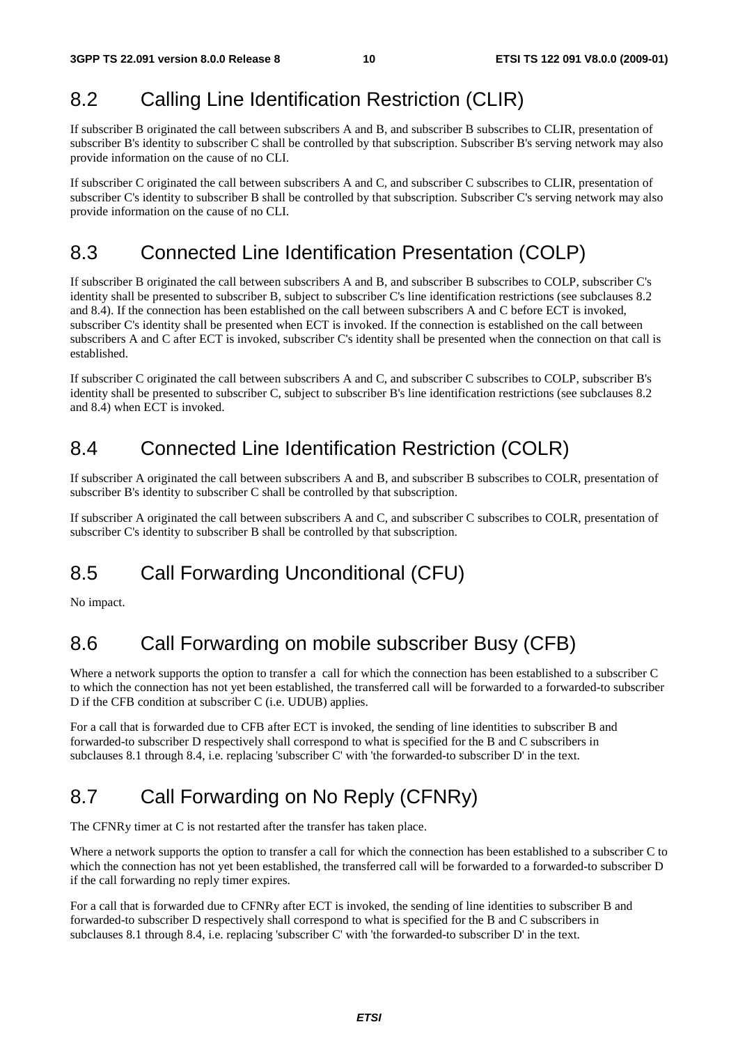## 8.2 Calling Line Identification Restriction (CLIR)

If subscriber B originated the call between subscribers A and B, and subscriber B subscribes to CLIR, presentation of subscriber B's identity to subscriber C shall be controlled by that subscription. Subscriber B's serving network may also provide information on the cause of no CLI.

If subscriber C originated the call between subscribers A and C, and subscriber C subscribes to CLIR, presentation of subscriber C's identity to subscriber B shall be controlled by that subscription. Subscriber C's serving network may also provide information on the cause of no CLI.

## 8.3 Connected Line Identification Presentation (COLP)

If subscriber B originated the call between subscribers A and B, and subscriber B subscribes to COLP, subscriber C's identity shall be presented to subscriber B, subject to subscriber C's line identification restrictions (see subclauses 8.2 and 8.4). If the connection has been established on the call between subscribers A and C before ECT is invoked, subscriber C's identity shall be presented when ECT is invoked. If the connection is established on the call between subscribers A and C after ECT is invoked, subscriber C's identity shall be presented when the connection on that call is established.

If subscriber C originated the call between subscribers A and C, and subscriber C subscribes to COLP, subscriber B's identity shall be presented to subscriber C, subject to subscriber B's line identification restrictions (see subclauses 8.2 and 8.4) when ECT is invoked.

## 8.4 Connected Line Identification Restriction (COLR)

If subscriber A originated the call between subscribers A and B, and subscriber B subscribes to COLR, presentation of subscriber B's identity to subscriber C shall be controlled by that subscription.

If subscriber A originated the call between subscribers A and C, and subscriber C subscribes to COLR, presentation of subscriber C's identity to subscriber B shall be controlled by that subscription.

## 8.5 Call Forwarding Unconditional (CFU)

No impact.

## 8.6 Call Forwarding on mobile subscriber Busy (CFB)

Where a network supports the option to transfer a call for which the connection has been established to a subscriber C to which the connection has not yet been established, the transferred call will be forwarded to a forwarded-to subscriber D if the CFB condition at subscriber C (i.e. UDUB) applies.

For a call that is forwarded due to CFB after ECT is invoked, the sending of line identities to subscriber B and forwarded-to subscriber D respectively shall correspond to what is specified for the B and C subscribers in subclauses 8.1 through 8.4, i.e. replacing 'subscriber C' with 'the forwarded-to subscriber D' in the text.

## 8.7 Call Forwarding on No Reply (CFNRy)

The CFNRy timer at C is not restarted after the transfer has taken place.

Where a network supports the option to transfer a call for which the connection has been established to a subscriber C to which the connection has not yet been established, the transferred call will be forwarded to a forwarded-to subscriber D if the call forwarding no reply timer expires.

For a call that is forwarded due to CFNRy after ECT is invoked, the sending of line identities to subscriber B and forwarded-to subscriber D respectively shall correspond to what is specified for the B and C subscribers in subclauses 8.1 through 8.4, i.e. replacing 'subscriber C' with 'the forwarded-to subscriber D' in the text.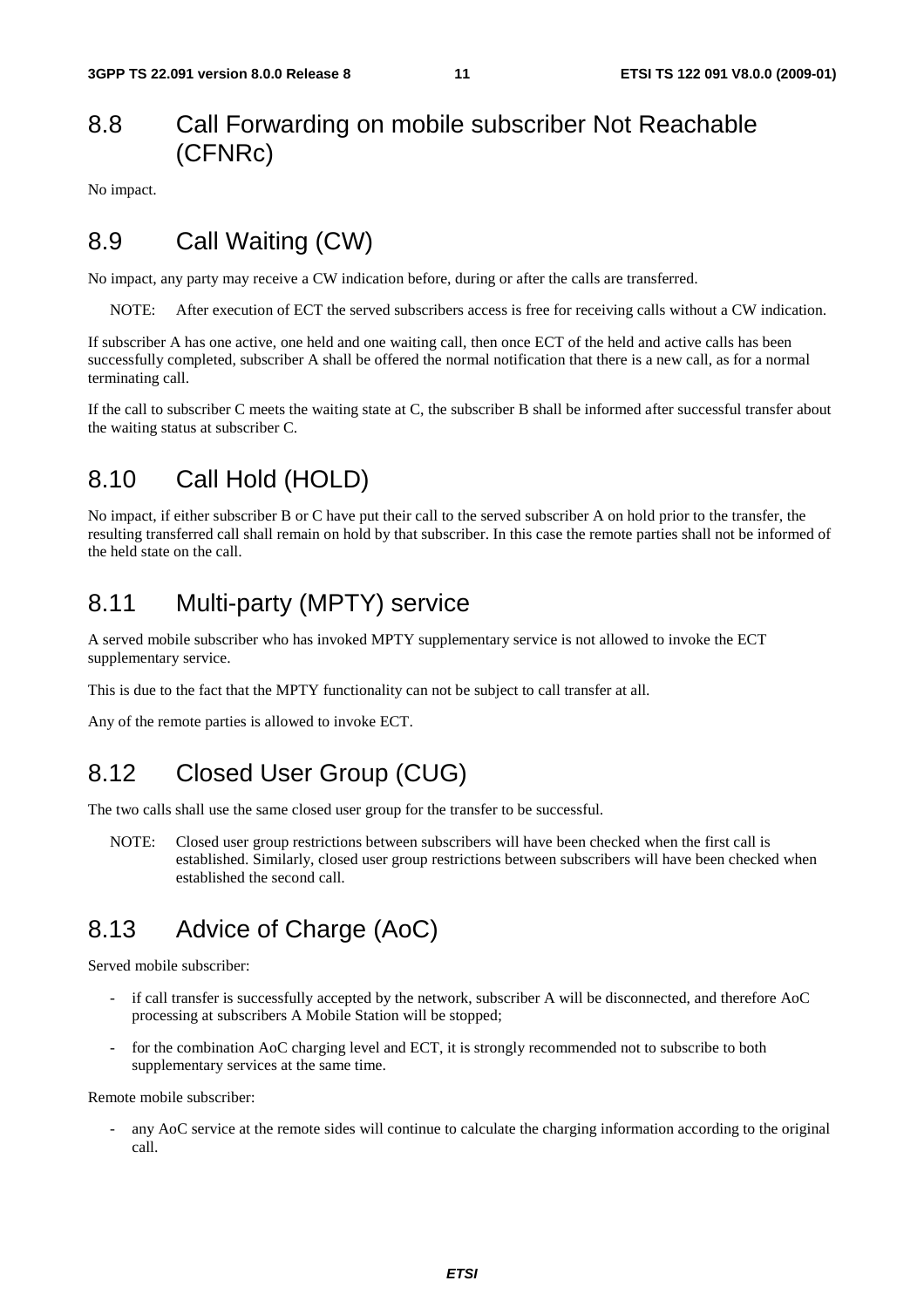## 8.8 Call Forwarding on mobile subscriber Not Reachable (CFNRc)

No impact.

## 8.9 Call Waiting (CW)

No impact, any party may receive a CW indication before, during or after the calls are transferred.

NOTE: After execution of ECT the served subscribers access is free for receiving calls without a CW indication.

If subscriber A has one active, one held and one waiting call, then once ECT of the held and active calls has been successfully completed, subscriber A shall be offered the normal notification that there is a new call, as for a normal terminating call.

If the call to subscriber C meets the waiting state at C, the subscriber B shall be informed after successful transfer about the waiting status at subscriber C.

## 8.10 Call Hold (HOLD)

No impact, if either subscriber B or C have put their call to the served subscriber A on hold prior to the transfer, the resulting transferred call shall remain on hold by that subscriber. In this case the remote parties shall not be informed of the held state on the call.

## 8.11 Multi-party (MPTY) service

A served mobile subscriber who has invoked MPTY supplementary service is not allowed to invoke the ECT supplementary service.

This is due to the fact that the MPTY functionality can not be subject to call transfer at all.

Any of the remote parties is allowed to invoke ECT.

## 8.12 Closed User Group (CUG)

The two calls shall use the same closed user group for the transfer to be successful.

NOTE: Closed user group restrictions between subscribers will have been checked when the first call is established. Similarly, closed user group restrictions between subscribers will have been checked when established the second call.

## 8.13 Advice of Charge (AoC)

Served mobile subscriber:

- if call transfer is successfully accepted by the network, subscriber A will be disconnected, and therefore AoC processing at subscribers A Mobile Station will be stopped;
- for the combination AoC charging level and ECT, it is strongly recommended not to subscribe to both supplementary services at the same time.

Remote mobile subscriber:

- any AoC service at the remote sides will continue to calculate the charging information according to the original call.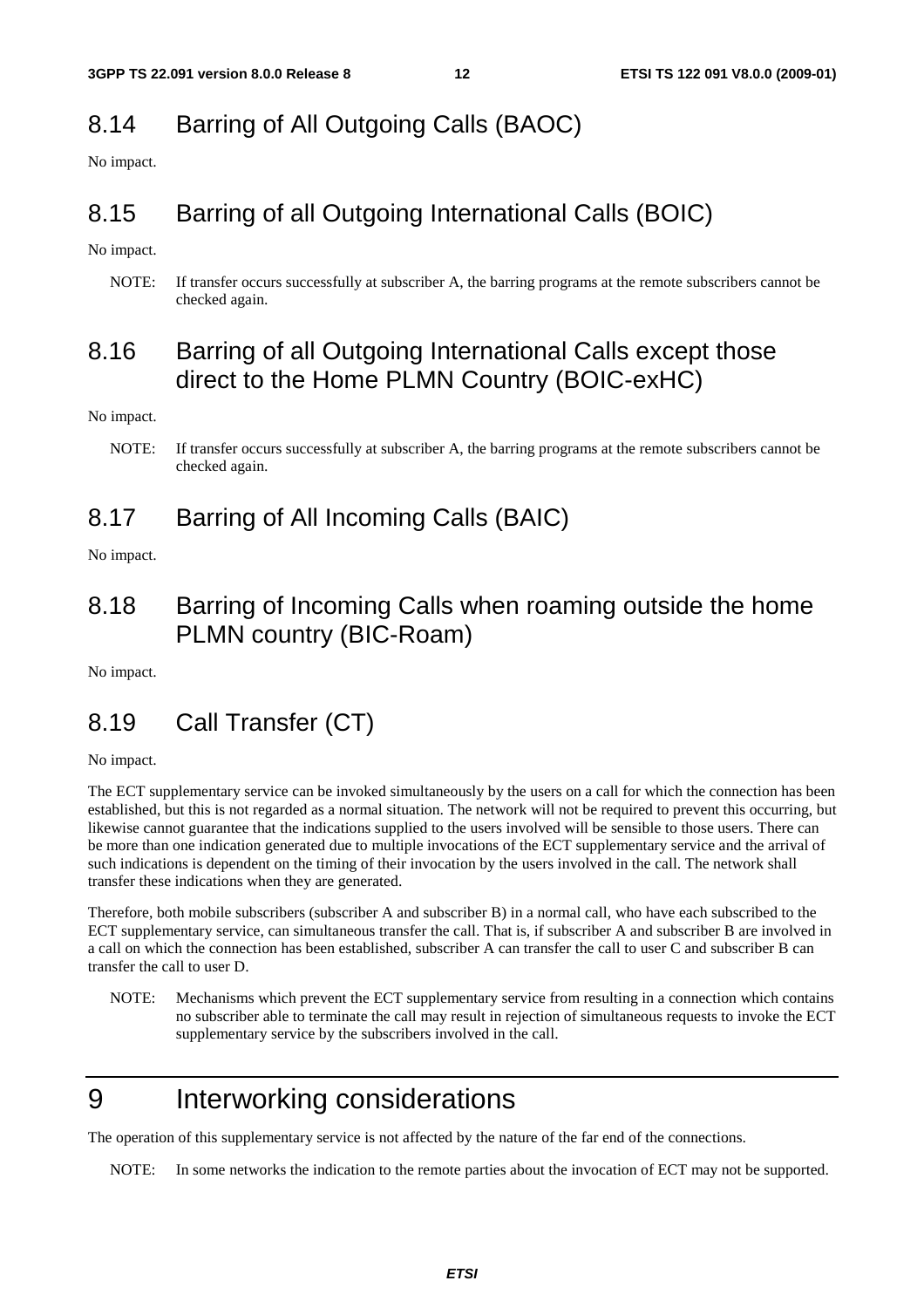## 8.14 Barring of All Outgoing Calls (BAOC)

No impact.

## 8.15 Barring of all Outgoing International Calls (BOIC)

No impact.

NOTE: If transfer occurs successfully at subscriber A, the barring programs at the remote subscribers cannot be checked again.

## 8.16 Barring of all Outgoing International Calls except those direct to the Home PLMN Country (BOIC-exHC)

No impact.

NOTE: If transfer occurs successfully at subscriber A, the barring programs at the remote subscribers cannot be checked again.

## 8.17 Barring of All Incoming Calls (BAIC)

No impact.

## 8.18 Barring of Incoming Calls when roaming outside the home PLMN country (BIC-Roam)

No impact.

## 8.19 Call Transfer (CT)

No impact.

The ECT supplementary service can be invoked simultaneously by the users on a call for which the connection has been established, but this is not regarded as a normal situation. The network will not be required to prevent this occurring, but likewise cannot guarantee that the indications supplied to the users involved will be sensible to those users. There can be more than one indication generated due to multiple invocations of the ECT supplementary service and the arrival of such indications is dependent on the timing of their invocation by the users involved in the call. The network shall transfer these indications when they are generated.

Therefore, both mobile subscribers (subscriber A and subscriber B) in a normal call, who have each subscribed to the ECT supplementary service, can simultaneous transfer the call. That is, if subscriber A and subscriber B are involved in a call on which the connection has been established, subscriber A can transfer the call to user C and subscriber B can transfer the call to user D.

NOTE: Mechanisms which prevent the ECT supplementary service from resulting in a connection which contains no subscriber able to terminate the call may result in rejection of simultaneous requests to invoke the ECT supplementary service by the subscribers involved in the call.

# 9 Interworking considerations

The operation of this supplementary service is not affected by the nature of the far end of the connections.

NOTE: In some networks the indication to the remote parties about the invocation of ECT may not be supported.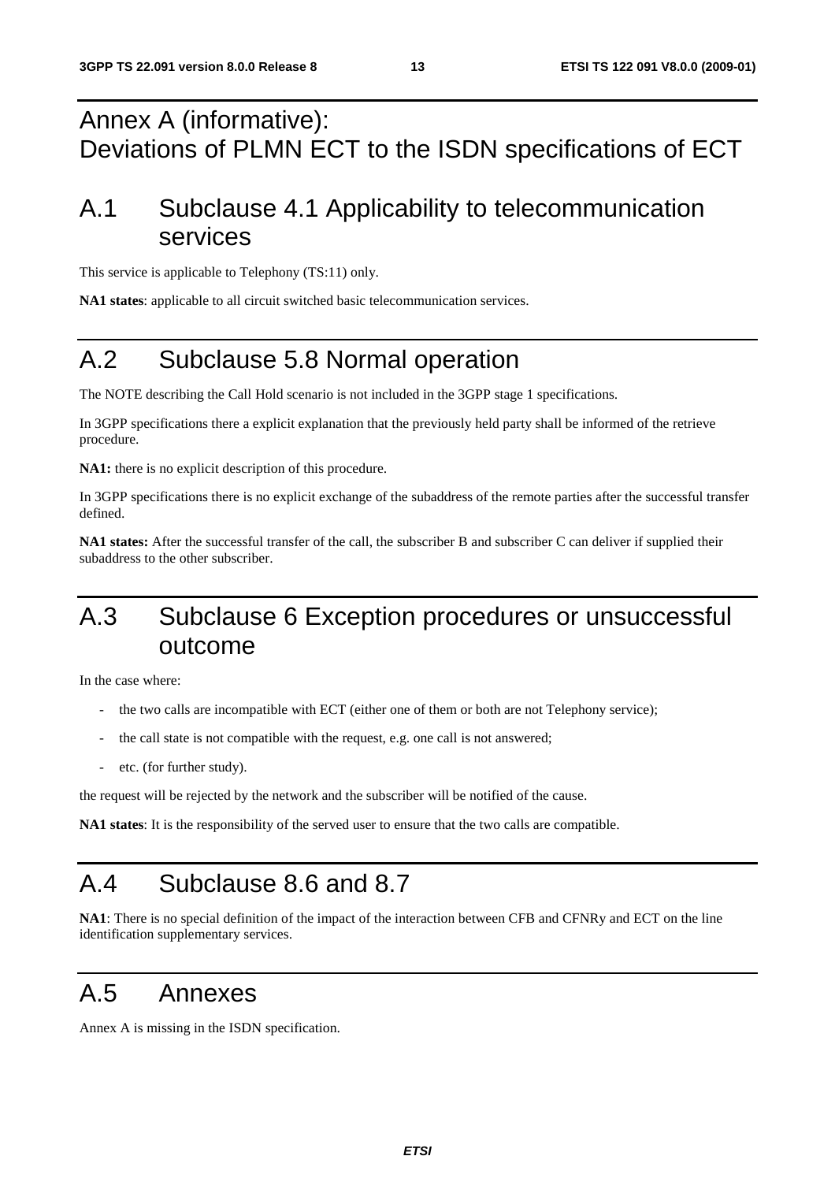# Annex A (informative): Deviations of PLMN ECT to the ISDN specifications of ECT

## A.1 Subclause 4.1 Applicability to telecommunication services

This service is applicable to Telephony (TS:11) only.

**NA1 states**: applicable to all circuit switched basic telecommunication services.

## A.2 Subclause 5.8 Normal operation

The NOTE describing the Call Hold scenario is not included in the 3GPP stage 1 specifications.

In 3GPP specifications there a explicit explanation that the previously held party shall be informed of the retrieve procedure.

**NA1:** there is no explicit description of this procedure.

In 3GPP specifications there is no explicit exchange of the subaddress of the remote parties after the successful transfer defined.

**NA1 states:** After the successful transfer of the call, the subscriber B and subscriber C can deliver if supplied their subaddress to the other subscriber.

## A.3 Subclause 6 Exception procedures or unsuccessful outcome

In the case where:

- the two calls are incompatible with ECT (either one of them or both are not Telephony service);
- the call state is not compatible with the request, e.g. one call is not answered;
- etc. (for further study).

the request will be rejected by the network and the subscriber will be notified of the cause.

**NA1 states**: It is the responsibility of the served user to ensure that the two calls are compatible.

## A.4 Subclause 8.6 and 8.7

**NA1**: There is no special definition of the impact of the interaction between CFB and CFNRy and ECT on the line identification supplementary services.

## A.5 Annexes

Annex A is missing in the ISDN specification.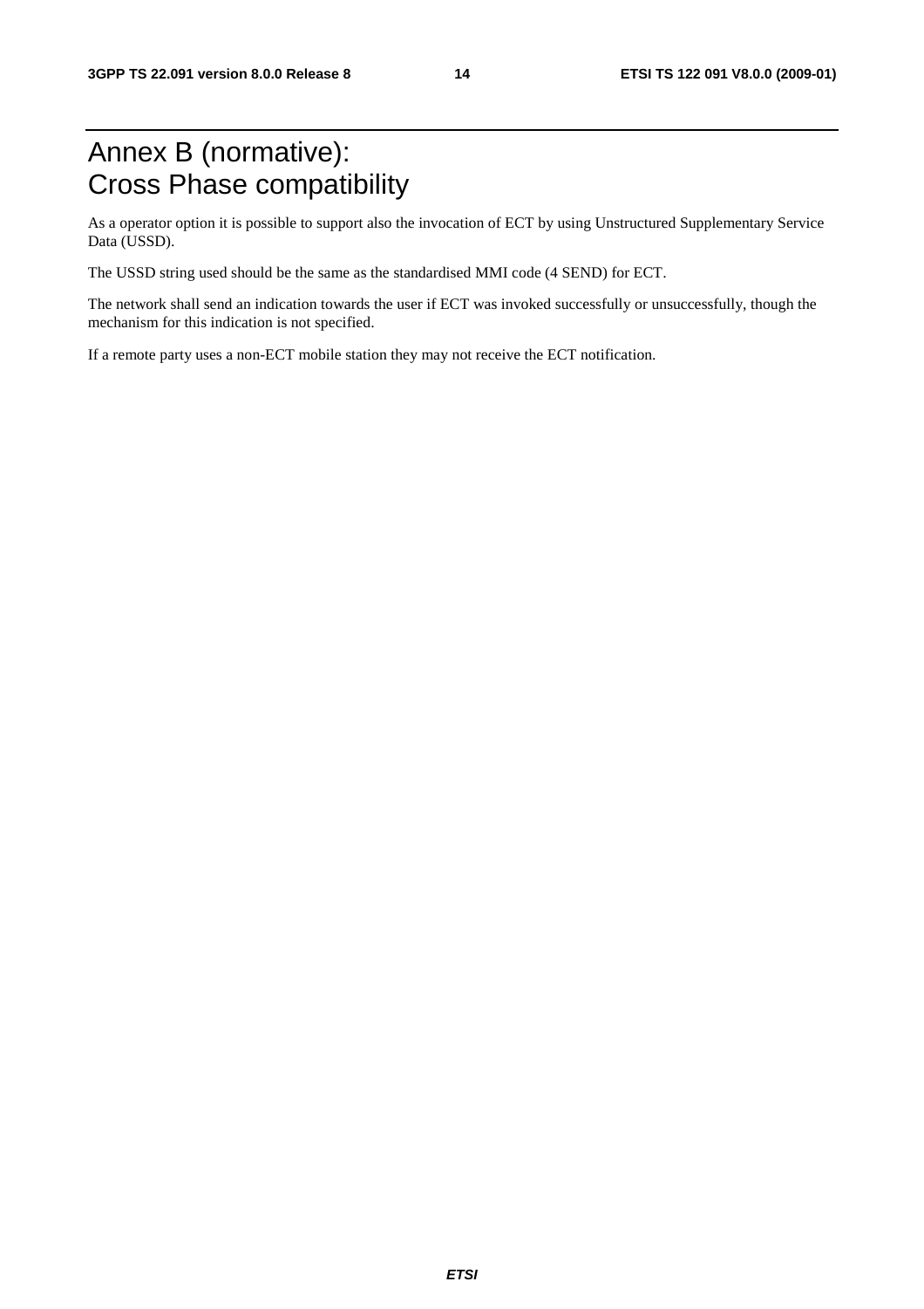# Annex B (normative): Cross Phase compatibility

As a operator option it is possible to support also the invocation of ECT by using Unstructured Supplementary Service Data (USSD).

The USSD string used should be the same as the standardised MMI code (4 SEND) for ECT.

The network shall send an indication towards the user if ECT was invoked successfully or unsuccessfully, though the mechanism for this indication is not specified.

If a remote party uses a non-ECT mobile station they may not receive the ECT notification.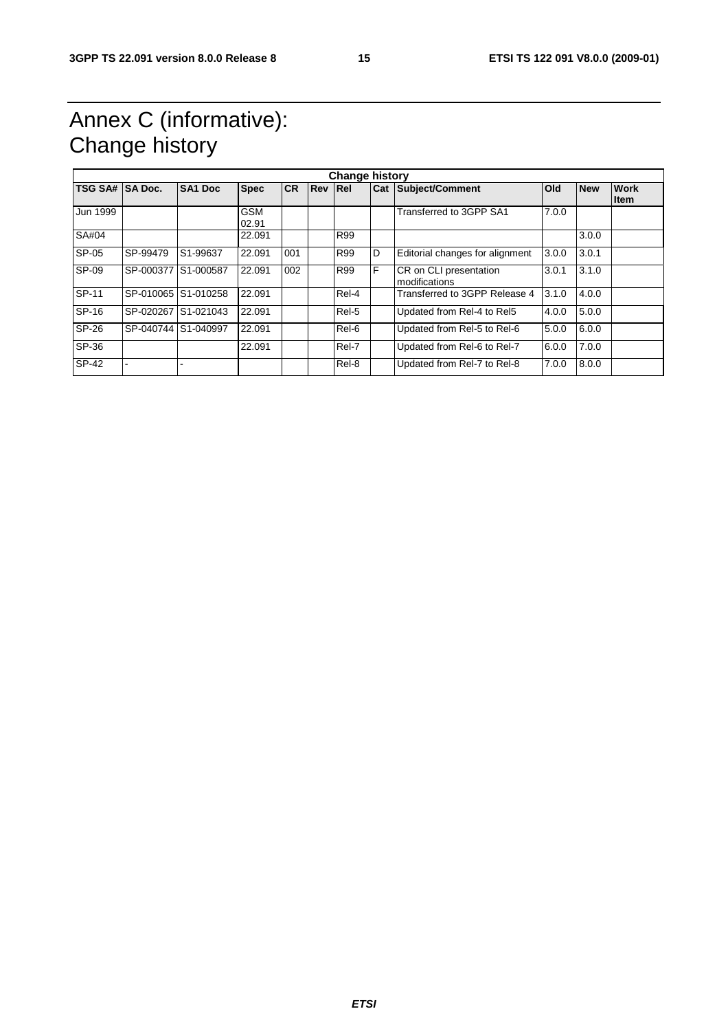# Annex C (informative): Change history

| Change history | | | | | | | | | | | |
|---|---|---|---|---|---|---|---|---|---|---|---|
| **TSG SA#** | **SA Doc.** | **SA1 Doc** | **Spec** | **CR** | **Rev** | **Rel** | **Cat** | **Subject/Comment** | **Old** | **New** | **Work Item** |
| Jun 1999 | | | GSM 02.91 | | | | | Transferred to 3GPP SA1 | 7.0.0 | | |
| SA#04 | | | 22.091 | | | R99 | | | | 3.0.0 | |
| SP-05 | SP-99479 | S1-99637 | 22.091 | 001 | | R99 | D | Editorial changes for alignment | 3.0.0 | 3.0.1 | |
| SP-09 | SP-000377 | S1-000587 | 22.091 | 002 | | R99 | F | CR on CLI presentation modifications | 3.0.1 | 3.1.0 | |
| SP-11 | SP-010065 | S1-010258 | 22.091 | | | Rel-4 | | Transferred to 3GPP Release 4 | 3.1.0 | 4.0.0 | |
| SP-16 | SP-020267 | S1-021043 | 22.091 | | | Rel-5 | | Updated from Rel-4 to Rel5 | 4.0.0 | 5.0.0 | |
| SP-26 | SP-040744 | S1-040997 | 22.091 | | | Rel-6 | | Updated from Rel-5 to Rel-6 | 5.0.0 | 6.0.0 | |
| SP-36 | | | 22.091 | | | Rel-7 | | Updated from Rel-6 to Rel-7 | 6.0.0 | 7.0.0 | |
| SP-42 | - | - | | | | Rel-8 | | Updated from Rel-7 to Rel-8 | 7.0.0 | 8.0.0 | |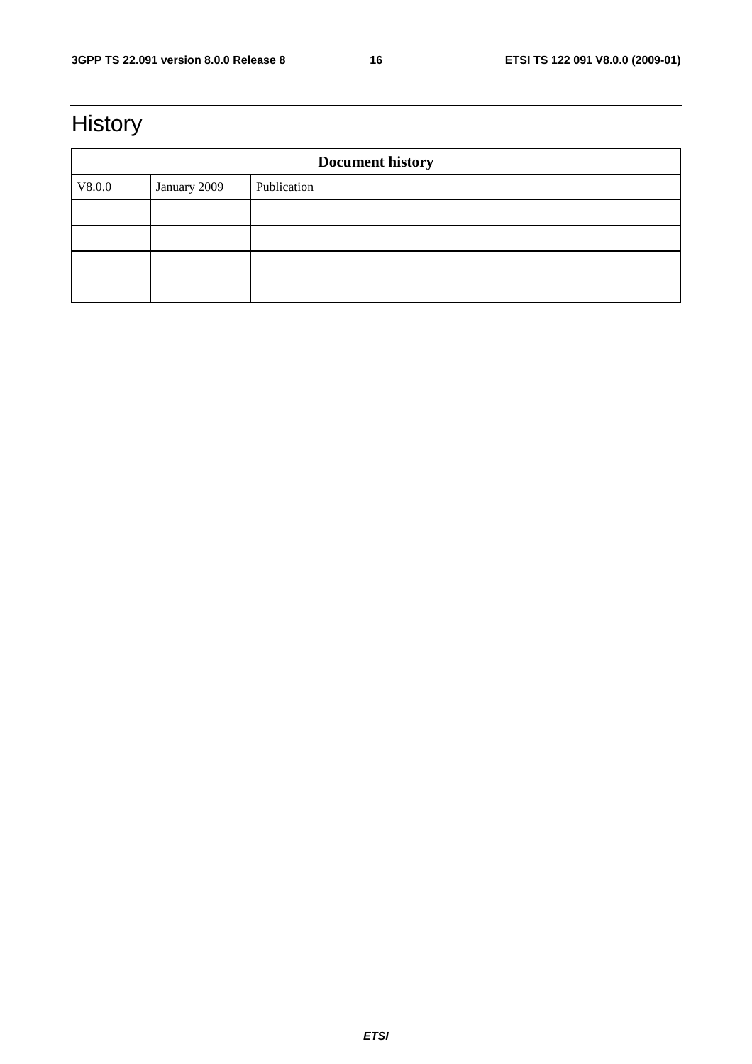# History

| Document history | | |
|---|---|---|
| V8.0.0 | January 2009 | Publication |
| | | |
| | | |
| | | |
| | | |